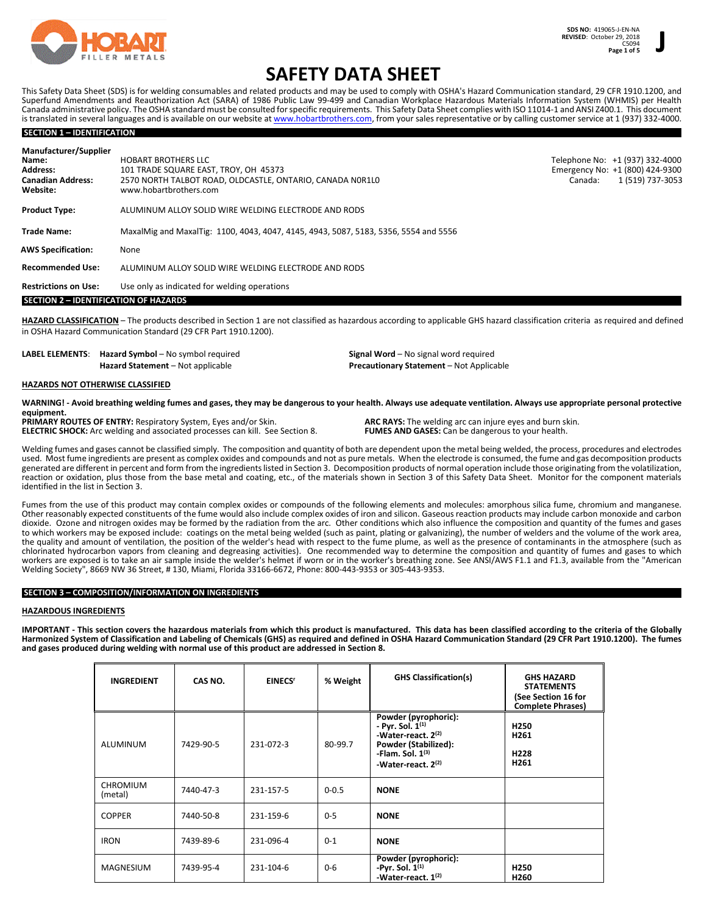SDS NO: 419065-J-EN-NA
REVISED: October 29, 2018
C5094

J

# SAFETY DATA SHEET

This Safety Data Sheet (SDS) is for welding consumables and related products and may be used to comply with OSHA's Hazard Communication standard, 29 CFR 1910.1200, and Superfund Amendments and Reauthorization Act (SARA) of 1986 Public Law 99-499 and Canadian Workplace Hazardous Materials Information System (WHMIS) per Health Canada administrative policy. The OSHA standard must be consulted for specific requirements. This Safety Data Sheet complies with ISO 11014-1 and ANSI Z400.1. This document is translated in several languages and is available on our website at www.hobartbrothers.com, from your sales representative or by calling customer service at 1 (937) 332-4000.

## SECTION 1 – IDENTIFICATION

**Manufacturer/Supplier**

**Name:** HOBART BROTHERS LLC
**Address:** 101 TRADE SQUARE EAST, TROY, OH 45373
**Canadian Address:** 2570 NORTH TALBOT ROAD, OLDCASTLE, ONTARIO, CANADA N0R1L0
**Website:** www.hobartbrothers.com

Telephone No: +1 (937) 332-4000
Emergency No: +1 (800) 424-9300
Canada: 1 (519) 737-3053

**Product Type:** ALUMINUM ALLOY SOLID WIRE WELDING ELECTRODE AND RODS

**Trade Name:** MaxalMig and MaxalTig: 1100, 4043, 4047, 4145, 4943, 5087, 5183, 5356, 5554 and 5556

**AWS Specification:** None

**Recommended Use:** ALUMINUM ALLOY SOLID WIRE WELDING ELECTRODE AND RODS

**Restrictions on Use:** Use only as indicated for welding operations

## SECTION 2 – IDENTIFICATION OF HAZARDS

**HAZARD CLASSIFICATION** – The products described in Section 1 are not classified as hazardous according to applicable GHS hazard classification criteria as required and defined in OSHA Hazard Communication Standard (29 CFR Part 1910.1200).

**LABEL ELEMENTS**: **Hazard Symbol** – No symbol required
**Hazard Statement** – Not applicable
**Signal Word** – No signal word required
**Precautionary Statement** – Not Applicable

**HAZARDS NOT OTHERWISE CLASSIFIED**

**WARNING! - Avoid breathing welding fumes and gases, they may be dangerous to your health. Always use adequate ventilation. Always use appropriate personal protective equipment.**

**PRIMARY ROUTES OF ENTRY:** Respiratory System, Eyes and/or Skin.
**ELECTRIC SHOCK:** Arc welding and associated processes can kill. See Section 8.
**ARC RAYS:** The welding arc can injure eyes and burn skin.
**FUMES AND GASES:** Can be dangerous to your health.

Welding fumes and gases cannot be classified simply. The composition and quantity of both are dependent upon the metal being welded, the process, procedures and electrodes used. Most fume ingredients are present as complex oxides and compounds and not as pure metals. When the electrode is consumed, the fume and gas decomposition products generated are different in percent and form from the ingredients listed in Section 3. Decomposition products of normal operation include those originating from the volatilization, reaction or oxidation, plus those from the base metal and coating, etc., of the materials shown in Section 3 of this Safety Data Sheet. Monitor for the component materials identified in the list in Section 3.

Fumes from the use of this product may contain complex oxides or compounds of the following elements and molecules: amorphous silica fume, chromium and manganese. Other reasonably expected constituents of the fume would also include complex oxides of iron and silicon. Gaseous reaction products may include carbon monoxide and carbon dioxide. Ozone and nitrogen oxides may be formed by the radiation from the arc. Other conditions which also influence the composition and quantity of the fumes and gases to which workers may be exposed include: coatings on the metal being welded (such as paint, plating or galvanizing), the number of welders and the volume of the work area, the quality and amount of ventilation, the position of the welder's head with respect to the fume plume, as well as the presence of contaminants in the atmosphere (such as chlorinated hydrocarbon vapors from cleaning and degreasing activities). One recommended way to determine the composition and quantity of fumes and gases to which workers are exposed is to take an air sample inside the welder's helmet if worn or in the worker's breathing zone. See ANSI/AWS F1.1 and F1.3, available from the "American Welding Society", 8669 NW 36 Street, # 130, Miami, Florida 33166-6672, Phone: 800-443-9353 or 305-443-9353.

## SECTION 3 – COMPOSITION/INFORMATION ON INGREDIENTS

**HAZARDOUS INGREDIENTS**

**IMPORTANT - This section covers the hazardous materials from which this product is manufactured. This data has been classified according to the criteria of the Globally Harmonized System of Classification and Labeling of Chemicals (GHS) as required and defined in OSHA Hazard Communication Standard (29 CFR Part 1910.1200). The fumes and gases produced during welding with normal use of this product are addressed in Section 8.**

| INGREDIENT | CAS NO. | EINECS' | % Weight | GHS Classification(s) | GHS HAZARD STATEMENTS (See Section 16 for Complete Phrases) |
|---|---|---|---|---|---|
| ALUMINUM | 7429-90-5 | 231-072-3 | 80-99.7 | **Powder (pyrophoric): - Pyr. Sol. 1[1] -Water-react. 2[2] Powder (Stabilized): -Flam. Sol. 1[3] -Water-react. 2[2]** | **H250 H261 H228 H261** |
| CHROMIUM (metal) | 7440-47-3 | 231-157-5 | 0-0.5 | **NONE** | |
| COPPER | 7440-50-8 | 231-159-6 | 0-5 | **NONE** | |
| IRON | 7439-89-6 | 231-096-4 | 0-1 | **NONE** | |
| MAGNESIUM | 7439-95-4 | 231-104-6 | 0-6 | **Powder (pyrophoric): -Pyr. Sol. 1[1] -Water-react. 1[2]** | **H250 H260** |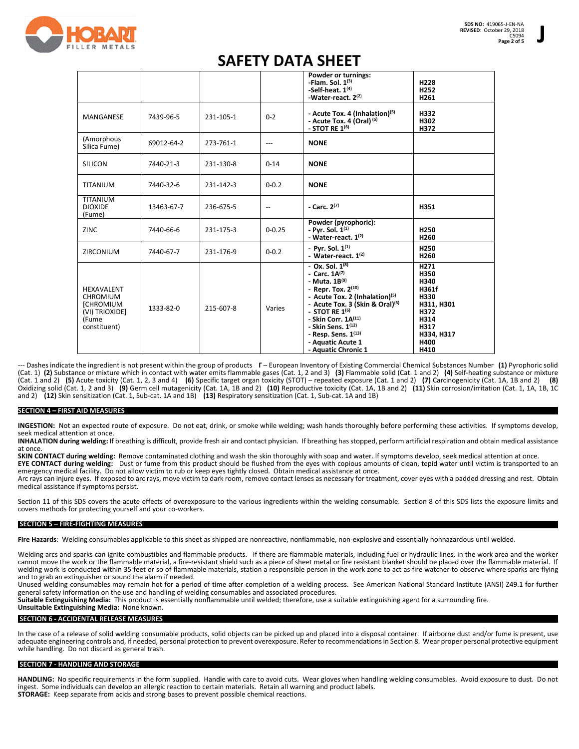# SAFETY DATA SHEET

| | | | | | |
|---|---|---|---|---|---|
| | | | | **Powder or turnings:** **-Flam. Sol. 1[3]** **-Self-heat. 1[4]** **-Water-react. 2[2]** | **H228** **H252** **H261** |
| MANGANESE | 7439-96-5 | 231-105-1 | 0-2 | **- Acute Tox. 4 (Inhalation)[5]** **- Acute Tox. 4 (Oral)[5]** **- STOT RE 1[6]** | **H332** **H302** **H372** |
| (Amorphous Silica Fume) | 69012-64-2 | 273-761-1 | --- | **NONE** | |
| SILICON | 7440-21-3 | 231-130-8 | 0-14 | **NONE** | |
| TITANIUM | 7440-32-6 | 231-142-3 | 0-0.2 | **NONE** | |
| TITANIUM DIOXIDE (Fume) | 13463-67-7 | 236-675-5 | -- | **- Carc. 2[7]** | **H351** |
| ZINC | 7440-66-6 | 231-175-3 | 0-0.25 | **Powder (pyrophoric):** **- Pyr. Sol. 1[1]** **- Water-react. 1[2]** | **H250** **H260** |
| ZIRCONIUM | 7440-67-7 | 231-176-9 | 0-0.2 | **- Pyr. Sol. 1[1]** **- Water-react. 1[2]** | **H250** **H260** |
| HEXAVALENT CHROMIUM [CHROMIUM (VI) TRIOXIDE] (Fume constituent) | 1333-82-0 | 215-607-8 | Varies | **- Ox. Sol. 1[8]** **- Carc. 1A[7]** **- Muta. 1B[9]** **- Repr. Tox. 2[10]** **- Acute Tox. 2 (Inhalation)[5]** **- Acute Tox. 3 (Skin & Oral)[5]** **- STOT RE 1[6]** **- Skin Corr. 1A[11]** **- Skin Sens. 1[12]** **- Resp. Sens. 1[13]** **- Aquatic Acute 1** **- Aquatic Chronic 1** | **H271** **H350** **H340** **H361f** **H330** **H311, H301** **H372** **H314** **H317** **H334, H317** **H400** **H410** |

--- Dashes indicate the ingredient is not present within the group of products **Γ** – European Inventory of Existing Commercial Chemical Substances Number **(1)** Pyrophoric solid (Cat. 1) **(2)** Substance or mixture which in contact with water emits flammable gases (Cat. 1, 2 and 3) **(3)** Flammable solid (Cat. 1 and 2) **(4)** Self-heating substance or mixture (Cat. 1 and 2) **(5)** Acute toxicity (Cat. 1, 2, 3 and 4) **(6)** Specific target organ toxicity (STOT) – repeated exposure (Cat. 1 and 2) **(7)** Carcinogenicity (Cat. 1A, 1B and 2) **(8)** Oxidizing solid (Cat. 1, 2 and 3) **(9)** Germ cell mutagenicity (Cat. 1A, 1B and 2) **(10)** Reproductive toxicity (Cat. 1A, 1B and 2) **(11)** Skin corrosion/irritation (Cat. 1, 1A, 1B, 1C and 2) **(12)** Skin sensitization (Cat. 1, Sub-cat. 1A and 1B) **(13)** Respiratory sensitization (Cat. 1, Sub-cat. 1A and 1B)

## SECTION 4 – FIRST AID MEASURES

**INGESTION:** Not an expected route of exposure. Do not eat, drink, or smoke while welding; wash hands thoroughly before performing these activities. If symptoms develop, seek medical attention at once.
**INHALATION during welding:** If breathing is difficult, provide fresh air and contact physician. If breathing has stopped, perform artificial respiration and obtain medical assistance at once.
**SKIN CONTACT during welding:** Remove contaminated clothing and wash the skin thoroughly with soap and water. If symptoms develop, seek medical attention at once.
**EYE CONTACT during welding:** Dust or fume from this product should be flushed from the eyes with copious amounts of clean, tepid water until victim is transported to an emergency medical facility. Do not allow victim to rub or keep eyes tightly closed. Obtain medical assistance at once.
Arc rays can injure eyes. If exposed to arc rays, move victim to dark room, remove contact lenses as necessary for treatment, cover eyes with a padded dressing and rest. Obtain medical assistance if symptoms persist.

Section 11 of this SDS covers the acute effects of overexposure to the various ingredients within the welding consumable. Section 8 of this SDS lists the exposure limits and covers methods for protecting yourself and your co-workers.

## SECTION 5 – FIRE-FIGHTING MEASURES

**Fire Hazards**: Welding consumables applicable to this sheet as shipped are nonreactive, nonflammable, non-explosive and essentially nonhazardous until welded.

Welding arcs and sparks can ignite combustibles and flammable products. If there are flammable materials, including fuel or hydraulic lines, in the work area and the worker cannot move the work or the flammable material, a fire-resistant shield such as a piece of sheet metal or fire resistant blanket should be placed over the flammable material. If welding work is conducted within 35 feet or so of flammable materials, station a responsible person in the work zone to act as fire watcher to observe where sparks are flying and to grab an extinguisher or sound the alarm if needed.
Unused welding consumables may remain hot for a period of time after completion of a welding process. See American National Standard Institute (ANSI) Z49.1 for further general safety information on the use and handling of welding consumables and associated procedures.
**Suitable Extinguishing Media:** This product is essentially nonflammable until welded; therefore, use a suitable extinguishing agent for a surrounding fire.
**Unsuitable Extinguishing Media:** None known.

## SECTION 6 - ACCIDENTAL RELEASE MEASURES

In the case of a release of solid welding consumable products, solid objects can be picked up and placed into a disposal container. If airborne dust and/or fume is present, use adequate engineering controls and, if needed, personal protection to prevent overexposure. Refer to recommendations in Section 8. Wear proper personal protective equipment while handling. Do not discard as general trash.

## SECTION 7 - HANDLING AND STORAGE

**HANDLING:** No specific requirements in the form supplied. Handle with care to avoid cuts. Wear gloves when handling welding consumables. Avoid exposure to dust. Do not ingest. Some individuals can develop an allergic reaction to certain materials. Retain all warning and product labels.
**STORAGE:** Keep separate from acids and strong bases to prevent possible chemical reactions.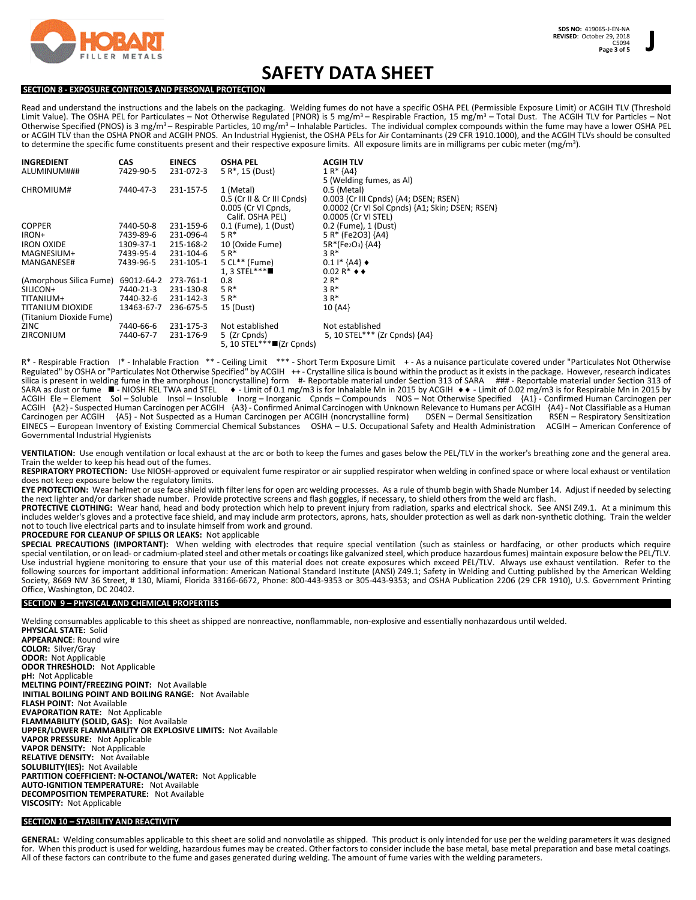# SAFETY DATA SHEET

## SECTION 8 - EXPOSURE CONTROLS AND PERSONAL PROTECTION

Read and understand the instructions and the labels on the packaging. Welding fumes do not have a specific OSHA PEL (Permissible Exposure Limit) or ACGIH TLV (Threshold Limit Value). The OSHA PEL for Particulates – Not Otherwise Regulated (PNOR) is 5 mg/m³ – Respirable Fraction, 15 mg/m³ – Total Dust. The ACGIH TLV for Particles – Not Otherwise Specified (PNOS) is 3 mg/m³ – Respirable Particles, 10 mg/m³ – Inhalable Particles. The individual complex compounds within the fume may have a lower OSHA PEL or ACGIH TLV than the OSHA PNOR and ACGIH PNOS. An Industrial Hygienist, the OSHA PELs for Air Contaminants (29 CFR 1910.1000), and the ACGIH TLVs should be consulted to determine the specific fume constituents present and their respective exposure limits. All exposure limits are in milligrams per cubic meter (mg/m³).

| INGREDIENT | CAS | EINECS | OSHA PEL | ACGIH TLV |
|---|---|---|---|---|
| ALUMINUM### | 7429-90-5 | 231-072-3 | 5 R*, 15 (Dust) | 1 R* {A4}<br>5 (Welding fumes, as Al) |
| CHROMIUM# | 7440-47-3 | 231-157-5 | 1 (Metal)<br>0.5 (Cr II & Cr III Cpnds)<br>0.005 (Cr VI Cpnds, Calif. OSHA PEL) | 0.5 (Metal)<br>0.003 (Cr III Cpnds) {A4; DSEN; RSEN}<br>0.0002 (Cr VI Sol Cpnds) {A1; Skin; DSEN; RSEN}<br>0.0005 (Cr VI STEL) |
| COPPER | 7440-50-8 | 231-159-6 | 0.1 (Fume), 1 (Dust) | 0.2 (Fume), 1 (Dust) |
| IRON+ | 7439-89-6 | 231-096-4 | 5 R* | 5 R* ($Fe_2O_3$) {A4} |
| IRON OXIDE | 1309-37-1 | 215-168-2 | 10 (Oxide Fume) | 5R*($Fe_2O_3$) {A4} |
| MAGNESIUM+ | 7439-95-4 | 231-104-6 | 5 R* | 3 R* |
| MANGANESE# | 7439-96-5 | 231-105-1 | 5 CL** (Fume)<br>1, 3 STEL***■ | 0.1 I* {A4} ♦<br>0.02 R* ♦♦ |
| (Amorphous Silica Fume) | 69012-64-2 | 273-761-1 | 0.8 | 2 R* |
| SILICON+ | 7440-21-3 | 231-130-8 | 5 R* | 3 R* |
| TITANIUM+ | 7440-32-6 | 231-142-3 | 5 R* | 3 R* |
| TITANIUM DIOXIDE (Titanium Dioxide Fume) | 13463-67-7 | 236-675-5 | 15 (Dust) | 10 {A4} |
| ZINC | 7440-66-6 | 231-175-3 | Not established | Not established |
| ZIRCONIUM | 7440-67-7 | 231-176-9 | 5 (Zr Cpnds)<br>5, 10 STEL***■(Zr Cpnds) | 5, 10 STEL*** (Zr Cpnds) {A4} |

R* - Respirable Fraction I* - Inhalable Fraction ** - Ceiling Limit *** - Short Term Exposure Limit + - As a nuisance particulate covered under "Particulates Not Otherwise Regulated" by OSHA or "Particulates Not Otherwise Specified" by ACGIH ++ - Crystalline silica is bound within the product as it exists in the package. However, research indicates silica is present in welding fume in the amorphous (noncrystalline) form #- Reportable material under Section 313 of SARA ### - Reportable material under Section 313 of SARA as dust or fume ■ - NIOSH REL TWA and STEL ♦ - Limit of 0.1 mg/m3 is for Inhalable Mn in 2015 by ACGIH ♦♦ - Limit of 0.02 mg/m3 is for Respirable Mn in 2015 by ACGIH Ele – Element Sol – Soluble Insol – Insoluble Inorg – Inorganic Cpnds – Compounds NOS – Not Otherwise Specified {A1} - Confirmed Human Carcinogen per ACGIH {A2} - Suspected Human Carcinogen per ACGIH {A3} - Confirmed Animal Carcinogen with Unknown Relevance to Humans per ACGIH {A4} - Not Classifiable as a Human Carcinogen per ACGIH {A5} - Not Suspected as a Human Carcinogen per ACGIH (noncrystalline form) DSEN – Dermal Sensitization RSEN – Respiratory Sensitization EINECS – European Inventory of Existing Commercial Chemical Substances OSHA – U.S. Occupational Safety and Health Administration ACGIH – American Conference of Governmental Industrial Hygienists

**VENTILATION:** Use enough ventilation or local exhaust at the arc or both to keep the fumes and gases below the PEL/TLV in the worker's breathing zone and the general area. Train the welder to keep his head out of the fumes.

**RESPIRATORY PROTECTION:** Use NIOSH-approved or equivalent fume respirator or air supplied respirator when welding in confined space or where local exhaust or ventilation does not keep exposure below the regulatory limits.

**EYE PROTECTION:** Wear helmet or use face shield with filter lens for open arc welding processes. As a rule of thumb begin with Shade Number 14. Adjust if needed by selecting the next lighter and/or darker shade number. Provide protective screens and flash goggles, if necessary, to shield others from the weld arc flash.

**PROTECTIVE CLOTHING:** Wear hand, head and body protection which help to prevent injury from radiation, sparks and electrical shock. See ANSI Z49.1. At a minimum this includes welder's gloves and a protective face shield, and may include arm protectors, aprons, hats, shoulder protection as well as dark non-synthetic clothing. Train the welder not to touch live electrical parts and to insulate himself from work and ground.

**PROCEDURE FOR CLEANUP OF SPILLS OR LEAKS:** Not applicable

**SPECIAL PRECAUTIONS (IMPORTANT):** When welding with electrodes that require special ventilation (such as stainless or hardfacing, or other products which require special ventilation, or on lead- or cadmium-plated steel and other metals or coatings like galvanized steel, which produce hazardous fumes) maintain exposure below the PEL/TLV. Use industrial hygiene monitoring to ensure that your use of this material does not create exposures which exceed PEL/TLV. Always use exhaust ventilation. Refer to the following sources for important additional information: American National Standard Institute (ANSI) Z49.1; Safety in Welding and Cutting published by the American Welding Society, 8669 NW 36 Street, # 130, Miami, Florida 33166-6672, Phone: 800-443-9353 or 305-443-9353; and OSHA Publication 2206 (29 CFR 1910), U.S. Government Printing Office, Washington, DC 20402.

## SECTION 9 – PHYSICAL AND CHEMICAL PROPERTIES

Welding consumables applicable to this sheet as shipped are nonreactive, nonflammable, non-explosive and essentially nonhazardous until welded.

**PHYSICAL STATE:** Solid
**APPEARANCE**: Round wire
**COLOR:** Silver/Gray
**ODOR:** Not Applicable
**ODOR THRESHOLD:** Not Applicable
**pH:** Not Applicable
**MELTING POINT/FREEZING POINT:** Not Available
**INITIAL BOILING POINT AND BOILING RANGE:** Not Available
**FLASH POINT:** Not Available
**EVAPORATION RATE:** Not Applicable
**FLAMMABILITY (SOLID, GAS):** Not Available
**UPPER/LOWER FLAMMABILITY OR EXPLOSIVE LIMITS:** Not Available
**VAPOR PRESSURE:** Not Applicable
**VAPOR DENSITY:** Not Applicable
**RELATIVE DENSITY:** Not Available
**SOLUBILITY(IES):** Not Available
**PARTITION COEFFICIENT: N-OCTANOL/WATER:** Not Applicable
**AUTO-IGNITION TEMPERATURE:** Not Available
**DECOMPOSITION TEMPERATURE:** Not Available
**VISCOSITY:** Not Applicable

## SECTION 10 – STABILITY AND REACTIVITY

**GENERAL:** Welding consumables applicable to this sheet are solid and nonvolatile as shipped. This product is only intended for use per the welding parameters it was designed for. When this product is used for welding, hazardous fumes may be created. Other factors to consider include the base metal, base metal preparation and base metal coatings. All of these factors can contribute to the fume and gases generated during welding. The amount of fume varies with the welding parameters.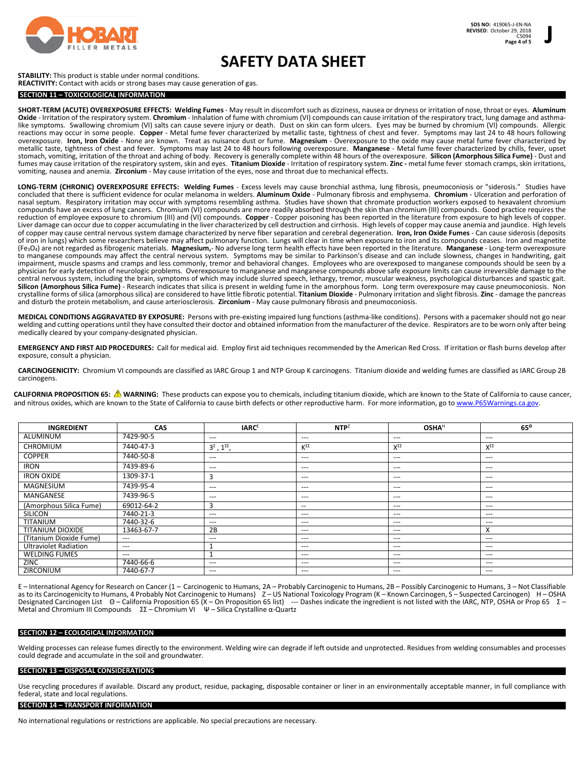# SAFETY DATA SHEET

**STABILITY:** This product is stable under normal conditions.
**REACTIVITY:** Contact with acids or strong bases may cause generation of gas.

## SECTION 11 – TOXICOLOGICAL INFORMATION

**SHORT-TERM (ACUTE) OVEREXPOSURE EFFECTS: Welding Fumes** - May result in discomfort such as dizziness, nausea or dryness or irritation of nose, throat or eyes. **Aluminum Oxide** - Irritation of the respiratory system. **Chromium** - Inhalation of fume with chromium (VI) compounds can cause irritation of the respiratory tract, lung damage and asthma-like symptoms. Swallowing chromium (VI) salts can cause severe injury or death. Dust on skin can form ulcers. Eyes may be burned by chromium (VI) compounds. Allergic reactions may occur in some people. **Copper** - Metal fume fever characterized by metallic taste, tightness of chest and fever. Symptoms may last 24 to 48 hours following overexposure. **Iron, Iron Oxide** - None are known. Treat as nuisance dust or fume. **Magnesium** - Overexposure to the oxide may cause metal fume fever characterized by metallic taste, tightness of chest and fever. Symptoms may last 24 to 48 hours following overexposure. **Manganese** - Metal fume fever characterized by chills, fever, upset stomach, vomiting, irritation of the throat and aching of body. Recovery is generally complete within 48 hours of the overexposure. **Silicon (Amorphous Silica Fume)** - Dust and fumes may cause irritation of the respiratory system, skin and eyes. **Titanium Dioxide** - Irritation of respiratory system. **Zinc -** metal fume fever stomach cramps, skin irritations, vomiting, nausea and anemia. **Zirconium** - May cause irritation of the eyes, nose and throat due to mechanical effects.

**LONG-TERM (CHRONIC) OVEREXPOSURE EFFECTS: Welding Fumes** - Excess levels may cause bronchial asthma, lung fibrosis, pneumoconiosis or "siderosis." Studies have concluded that there is sufficient evidence for ocular melanoma in welders. **Aluminum Oxide** - Pulmonary fibrosis and emphysema. **Chromium** - Ulceration and perforation of nasal septum. Respiratory irritation may occur with symptoms resembling asthma. Studies have shown that chromate production workers exposed to hexavalent chromium compounds have an excess of lung cancers. Chromium (VI) compounds are more readily absorbed through the skin than chromium (III) compounds. Good practice requires the reduction of employee exposure to chromium (III) and (VI) compounds. **Copper** - Copper poisoning has been reported in the literature from exposure to high levels of copper. Liver damage can occur due to copper accumulating in the liver characterized by cell destruction and cirrhosis. High levels of copper may cause anemia and jaundice. High levels of copper may cause central nervous system damage characterized by nerve fiber separation and cerebral degeneration. **Iron, Iron Oxide Fumes** - Can cause siderosis (deposits of iron in lungs) which some researchers believe may affect pulmonary function. Lungs will clear in time when exposure to iron and its compounds ceases. Iron and magnetite ($Fe_3O_4$) are not regarded as fibrogenic materials. **Magnesium,**- No adverse long term health effects have been reported in the literature. **Manganese** - Long-term overexposure to manganese compounds may affect the central nervous system. Symptoms may be similar to Parkinson's disease and can include slowness, changes in handwriting, gait impairment, muscle spasms and cramps and less commonly, tremor and behavioral changes. Employees who are overexposed to manganese compounds should be seen by a physician for early detection of neurologic problems. Overexposure to manganese and manganese compounds above safe exposure limits can cause irreversible damage to the central nervous system, including the brain, symptoms of which may include slurred speech, lethargy, tremor, muscular weakness, psychological disturbances and spastic gait. **Silicon (Amorphous Silica Fume)** - Research indicates that silica is present in welding fume in the amorphous form. Long term overexposure may cause pneumoconiosis. Non crystalline forms of silica (amorphous silica) are considered to have little fibrotic potential. **Titanium Dioxide** - Pulmonary irritation and slight fibrosis. **Zinc** - damage the pancreas and disturb the protein metabolism, and cause arteriosclerosis. **Zirconium** - May cause pulmonary fibrosis and pneumoconiosis.

**MEDICAL CONDITIONS AGGRAVATED BY EXPOSURE:** Persons with pre-existing impaired lung functions (asthma-like conditions). Persons with a pacemaker should not go near welding and cutting operations until they have consulted their doctor and obtained information from the manufacturer of the device. Respirators are to be worn only after being medically cleared by your company-designated physician.

**EMERGENCY AND FIRST AID PROCEDURES:** Call for medical aid. Employ first aid techniques recommended by the American Red Cross. If irritation or flash burns develop after exposure, consult a physician.

**CARCINOGENICITY:** Chromium VI compounds are classified as IARC Group 1 and NTP Group K carcinogens. Titanium dioxide and welding fumes are classified as IARC Group 2B carcinogens.

**CALIFORNIA PROPOSITION 65:** ⚠ **WARNING:** These products can expose you to chemicals, including titanium dioxide, which are known to the State of California to cause cancer, and nitrous oxides, which are known to the State of California to cause birth defects or other reproductive harm. For more information, go to www.P65Warnings.ca.gov.

| INGREDIENT | CAS | IARC[E] | NTP[Z] | OSHA[H] | 65[Θ] |
|---|---|---|---|---|---|
| ALUMINUM | 7429-90-5 | --- | --- | --- | --- |
| CHROMIUM | 7440-47-3 | 3[Σ], 1[ΣΣ], | K[ΣΣ] | X[ΣΣ] | X[ΣΣ] |
| COPPER | 7440-50-8 | --- | --- | --- | --- |
| IRON | 7439-89-6 | --- | --- | --- | --- |
| IRON OXIDE | 1309-37-1 | 3 | --- | --- | --- |
| MAGNESIUM | 7439-95-4 | --- | --- | --- | --- |
| MANGANESE | 7439-96-5 | --- | --- | --- | --- |
| (Amorphous Silica Fume) | 69012-64-2 | 3 | -- | --- | --- |
| SILICON | 7440-21-3 | --- | --- | --- | --- |
| TITANIUM | 7440-32-6 | --- | --- | --- | --- |
| TITANIUM DIOXIDE | 13463-67-7 | 2B | --- | --- | X |
| (Titanium Dioxide Fume) | --- | --- | --- | --- | --- |
| Ultraviolet Radiation | --- | 1 | --- | --- | --- |
| WELDING FUMES | --- | 1 | --- | --- | --- |
| ZINC | 7440-66-6 | --- | --- | --- | --- |
| ZIRCONIUM | 7440-67-7 | --- | --- | --- | --- |

E – International Agency for Research on Cancer (1 – Carcinogenic to Humans, 2A – Probably Carcinogenic to Humans, 2B – Possibly Carcinogenic to Humans, 3 – Not Classifiable as to its Carcinogenicity to Humans, 4 Probably Not Carcinogenic to Humans) Z – US National Toxicology Program (K – Known Carcinogen, S – Suspected Carcinogen) H – OSHA Designated Carcinogen List Θ – California Proposition 65 (X – On Proposition 65 list) --- Dashes indicate the ingredient is not listed with the IARC, NTP, OSHA or Prop 65 Σ – Metal and Chromium III Compounds ΣΣ – Chromium VI Ψ – Silica Crystalline α-Quartz

## SECTION 12 – ECOLOGICAL INFORMATION

Welding processes can release fumes directly to the environment. Welding wire can degrade if left outside and unprotected. Residues from welding consumables and processes could degrade and accumulate in the soil and groundwater.

## SECTION 13 – DISPOSAL CONSIDERATIONS

Use recycling procedures if available. Discard any product, residue, packaging, disposable container or liner in an environmentally acceptable manner, in full compliance with federal, state and local regulations.

## SECTION 14 – TRANSPORT INFORMATION

No international regulations or restrictions are applicable. No special precautions are necessary.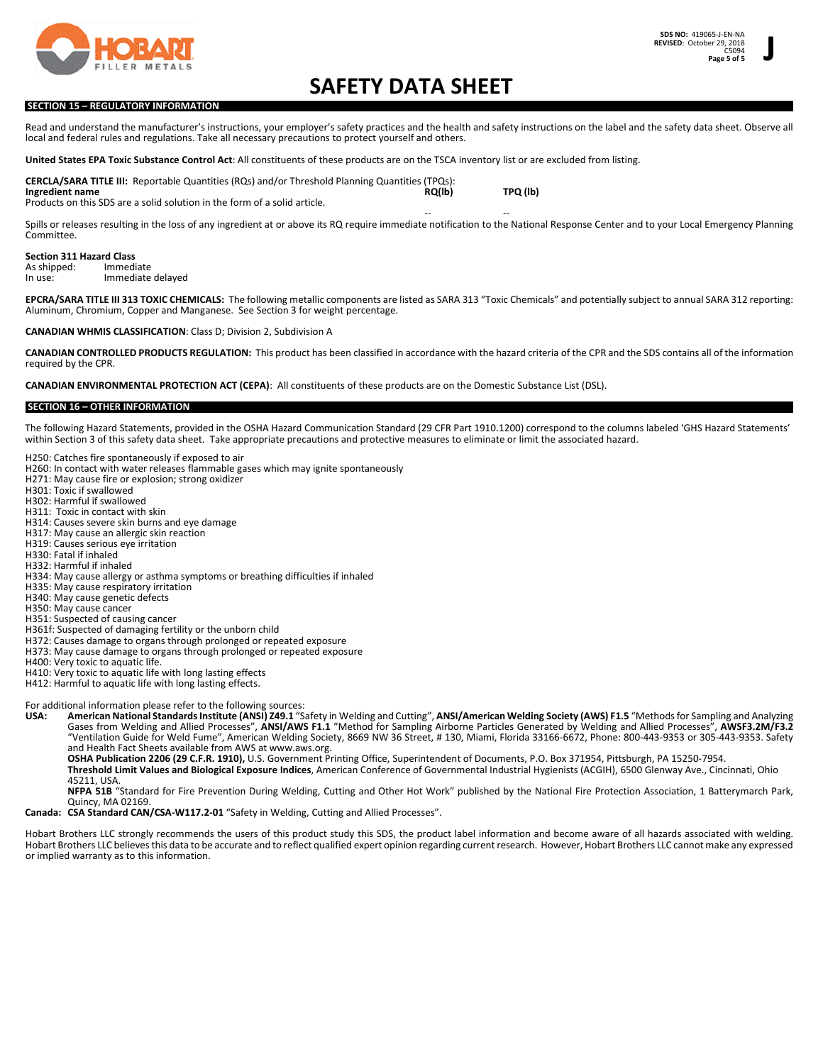# SAFETY DATA SHEET

## SECTION 15 – REGULATORY INFORMATION

Read and understand the manufacturer's instructions, your employer's safety practices and the health and safety instructions on the label and the safety data sheet. Observe all local and federal rules and regulations. Take all necessary precautions to protect yourself and others.

**United States EPA Toxic Substance Control Act**: All constituents of these products are on the TSCA inventory list or are excluded from listing.

**CERCLA/SARA TITLE III:** Reportable Quantities (RQs) and/or Threshold Planning Quantities (TPQs):

| Ingredient name | RQ(lb) | TPQ (lb) |
|---|---|---|
| Products on this SDS are a solid solution in the form of a solid article. | -- | -- |

Spills or releases resulting in the loss of any ingredient at or above its RQ require immediate notification to the National Response Center and to your Local Emergency Planning Committee.

**Section 311 Hazard Class**

As shipped: Immediate
In use: Immediate delayed

**EPCRA/SARA TITLE III 313 TOXIC CHEMICALS:** The following metallic components are listed as SARA 313 "Toxic Chemicals" and potentially subject to annual SARA 312 reporting: Aluminum, Chromium, Copper and Manganese. See Section 3 for weight percentage.

**CANADIAN WHMIS CLASSIFICATION**: Class D; Division 2, Subdivision A

**CANADIAN CONTROLLED PRODUCTS REGULATION:** This product has been classified in accordance with the hazard criteria of the CPR and the SDS contains all of the information required by the CPR.

**CANADIAN ENVIRONMENTAL PROTECTION ACT (CEPA)**: All constituents of these products are on the Domestic Substance List (DSL).

## SECTION 16 – OTHER INFORMATION

The following Hazard Statements, provided in the OSHA Hazard Communication Standard (29 CFR Part 1910.1200) correspond to the columns labeled 'GHS Hazard Statements' within Section 3 of this safety data sheet. Take appropriate precautions and protective measures to eliminate or limit the associated hazard.

H250: Catches fire spontaneously if exposed to air
H260: In contact with water releases flammable gases which may ignite spontaneously
H271: May cause fire or explosion; strong oxidizer
H301: Toxic if swallowed
H302: Harmful if swallowed
H311: Toxic in contact with skin
H314: Causes severe skin burns and eye damage
H317: May cause an allergic skin reaction
H319: Causes serious eye irritation
H330: Fatal if inhaled
H332: Harmful if inhaled
H334: May cause allergy or asthma symptoms or breathing difficulties if inhaled
H335: May cause respiratory irritation
H340: May cause genetic defects
H350: May cause cancer
H351: Suspected of causing cancer
H361f: Suspected of damaging fertility or the unborn child
H372: Causes damage to organs through prolonged or repeated exposure
H373: May cause damage to organs through prolonged or repeated exposure
H400: Very toxic to aquatic life.
H410: Very toxic to aquatic life with long lasting effects
H412: Harmful to aquatic life with long lasting effects.

For additional information please refer to the following sources:

**USA:** **American National Standards Institute (ANSI) Z49.1** "Safety in Welding and Cutting", **ANSI/American Welding Society (AWS) F1.5** "Methods for Sampling and Analyzing Gases from Welding and Allied Processes", **ANSI/AWS F1.1** "Method for Sampling Airborne Particles Generated by Welding and Allied Processes", **AWSF3.2M/F3.2** "Ventilation Guide for Weld Fume", American Welding Society, 8669 NW 36 Street, # 130, Miami, Florida 33166-6672, Phone: 800-443-9353 or 305-443-9353. Safety and Health Fact Sheets available from AWS at www.aws.org.
**OSHA Publication 2206 (29 C.F.R. 1910),** U.S. Government Printing Office, Superintendent of Documents, P.O. Box 371954, Pittsburgh, PA 15250-7954.
**Threshold Limit Values and Biological Exposure Indices**, American Conference of Governmental Industrial Hygienists (ACGIH), 6500 Glenway Ave., Cincinnati, Ohio 45211, USA.
**NFPA 51B** "Standard for Fire Prevention During Welding, Cutting and Other Hot Work" published by the National Fire Protection Association, 1 Batterymarch Park, Quincy, MA 02169.

**Canada:** **CSA Standard CAN/CSA-W117.2-01** "Safety in Welding, Cutting and Allied Processes".

Hobart Brothers LLC strongly recommends the users of this product study this SDS, the product label information and become aware of all hazards associated with welding. Hobart Brothers LLC believes this data to be accurate and to reflect qualified expert opinion regarding current research. However, Hobart Brothers LLC cannot make any expressed or implied warranty as to this information.